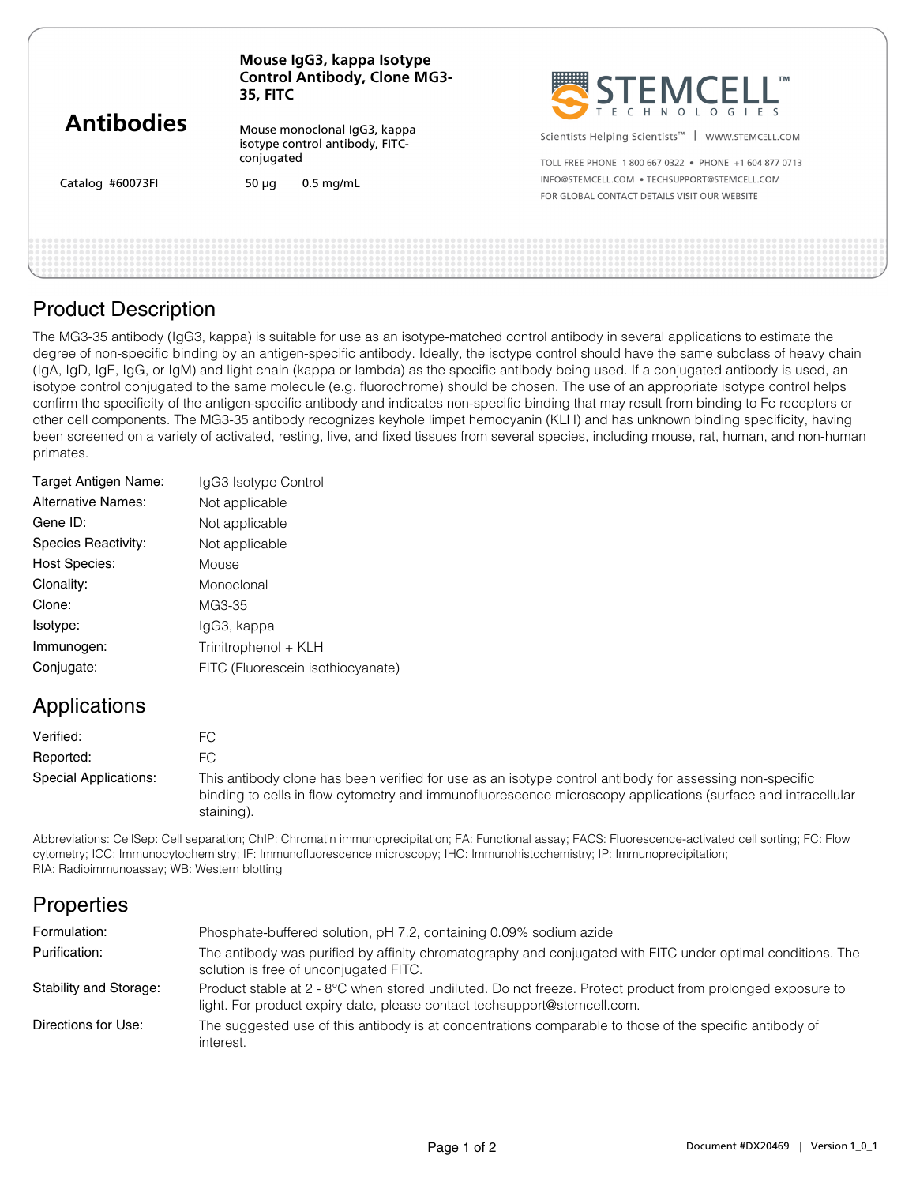# Mouse IgG3, kappa Isotype Control Antibody, Clone MG3-35, FITC

**Antibodies**

Mouse monoclonal IgG3, kappa isotype control antibody, FITC-conjugated

Catalog #60073FI    50 µg    0.5 mg/mL

STEMCELL TECHNOLOGIES

Scientists Helping Scientists™ | WWW.STEMCELL.COM

TOLL FREE PHONE 1 800 667 0322 • PHONE +1 604 877 0713

INFO@STEMCELL.COM • TECHSUPPORT@STEMCELL.COM

FOR GLOBAL CONTACT DETAILS VISIT OUR WEBSITE

## Product Description

The MG3-35 antibody (IgG3, kappa) is suitable for use as an isotype-matched control antibody in several applications to estimate the degree of non-specific binding by an antigen-specific antibody. Ideally, the isotype control should have the same subclass of heavy chain (IgA, IgD, IgE, IgG, or IgM) and light chain (kappa or lambda) as the specific antibody being used. If a conjugated antibody is used, an isotype control conjugated to the same molecule (e.g. fluorochrome) should be chosen. The use of an appropriate isotype control helps confirm the specificity of the antigen-specific antibody and indicates non-specific binding that may result from binding to Fc receptors or other cell components. The MG3-35 antibody recognizes keyhole limpet hemocyanin (KLH) and has unknown binding specificity, having been screened on a variety of activated, resting, live, and fixed tissues from several species, including mouse, rat, human, and non-human primates.

| | |
|---|---|
| Target Antigen Name: | IgG3 Isotype Control |
| Alternative Names: | Not applicable |
| Gene ID: | Not applicable |
| Species Reactivity: | Not applicable |
| Host Species: | Mouse |
| Clonality: | Monoclonal |
| Clone: | MG3-35 |
| Isotype: | IgG3, kappa |
| Immunogen: | Trinitrophenol + KLH |
| Conjugate: | FITC (Fluorescein isothiocyanate) |

## Applications

| | |
|---|---|
| Verified: | FC |
| Reported: | FC |
| Special Applications: | This antibody clone has been verified for use as an isotype control antibody for assessing non-specific binding to cells in flow cytometry and immunofluorescence microscopy applications (surface and intracellular staining). |

Abbreviations: CellSep: Cell separation; ChIP: Chromatin immunoprecipitation; FA: Functional assay; FACS: Fluorescence-activated cell sorting; FC: Flow cytometry; ICC: Immunocytochemistry; IF: Immunofluorescence microscopy; IHC: Immunohistochemistry; IP: Immunoprecipitation; RIA: Radioimmunoassay; WB: Western blotting

## Properties

| | |
|---|---|
| Formulation: | Phosphate-buffered solution, pH 7.2, containing 0.09% sodium azide |
| Purification: | The antibody was purified by affinity chromatography and conjugated with FITC under optimal conditions. The solution is free of unconjugated FITC. |
| Stability and Storage: | Product stable at 2 - 8°C when stored undiluted. Do not freeze. Protect product from prolonged exposure to light. For product expiry date, please contact techsupport@stemcell.com. |
| Directions for Use: | The suggested use of this antibody is at concentrations comparable to those of the specific antibody of interest. |

Document #DX20469 | Version 1_0_1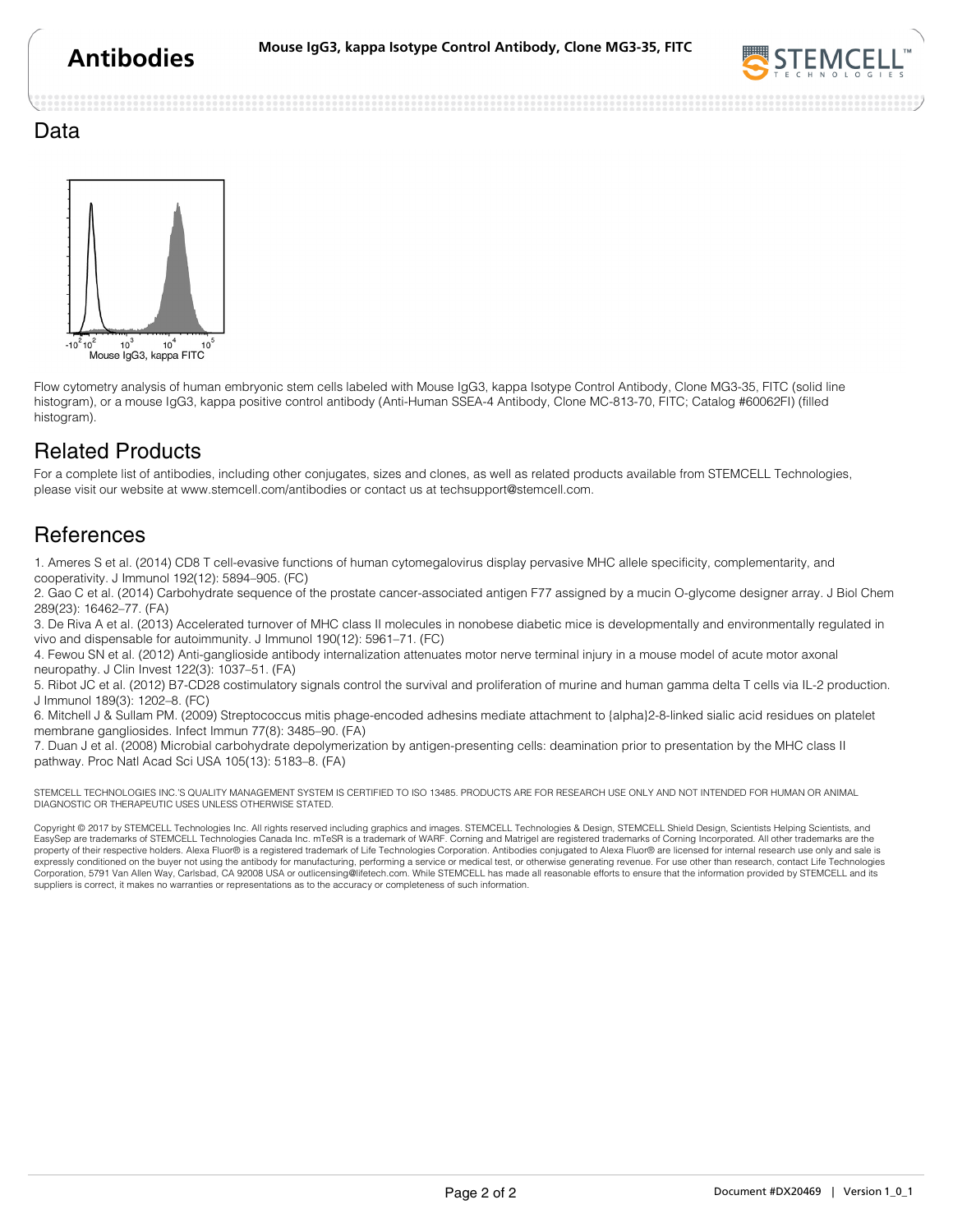## Data

$-10^2$ $10^2$ $10^3$ $10^4$ $10^5$

Mouse IgG3, kappa FITC

Flow cytometry analysis of human embryonic stem cells labeled with Mouse IgG3, kappa Isotype Control Antibody, Clone MG3-35, FITC (solid line histogram), or a mouse IgG3, kappa positive control antibody (Anti-Human SSEA-4 Antibody, Clone MC-813-70, FITC; Catalog #60062FI) (filled histogram).

## Related Products

For a complete list of antibodies, including other conjugates, sizes and clones, as well as related products available from STEMCELL Technologies, please visit our website at www.stemcell.com/antibodies or contact us at techsupport@stemcell.com.

## References

1. Ameres S et al. (2014) CD8 T cell-evasive functions of human cytomegalovirus display pervasive MHC allele specificity, complementarity, and cooperativity. J Immunol 192(12): 5894–905. (FC)
2. Gao C et al. (2014) Carbohydrate sequence of the prostate cancer-associated antigen F77 assigned by a mucin O-glycome designer array. J Biol Chem 289(23): 16462–77. (FA)
3. De Riva A et al. (2013) Accelerated turnover of MHC class II molecules in nonobese diabetic mice is developmentally and environmentally regulated in vivo and dispensable for autoimmunity. J Immunol 190(12): 5961–71. (FC)
4. Fewou SN et al. (2012) Anti-ganglioside antibody internalization attenuates motor nerve terminal injury in a mouse model of acute motor axonal neuropathy. J Clin Invest 122(3): 1037–51. (FA)
5. Ribot JC et al. (2012) B7-CD28 costimulatory signals control the survival and proliferation of murine and human gamma delta T cells via IL-2 production. J Immunol 189(3): 1202–8. (FC)
6. Mitchell J & Sullam PM. (2009) Streptococcus mitis phage-encoded adhesins mediate attachment to {alpha}2-8-linked sialic acid residues on platelet membrane gangliosides. Infect Immun 77(8): 3485–90. (FA)
7. Duan J et al. (2008) Microbial carbohydrate depolymerization by antigen-presenting cells: deamination prior to presentation by the MHC class II pathway. Proc Natl Acad Sci USA 105(13): 5183–8. (FA)

STEMCELL TECHNOLOGIES INC.'S QUALITY MANAGEMENT SYSTEM IS CERTIFIED TO ISO 13485. PRODUCTS ARE FOR RESEARCH USE ONLY AND NOT INTENDED FOR HUMAN OR ANIMAL DIAGNOSTIC OR THERAPEUTIC USES UNLESS OTHERWISE STATED.

Copyright © 2017 by STEMCELL Technologies Inc. All rights reserved including graphics and images. STEMCELL Technologies & Design, STEMCELL Shield Design, Scientists Helping Scientists, and EasySep are trademarks of STEMCELL Technologies Canada Inc. mTeSR is a trademark of WARF. Corning and Matrigel are registered trademarks of Corning Incorporated. All other trademarks are the property of their respective holders. Alexa Fluor® is a registered trademark of Life Technologies Corporation. Antibodies conjugated to Alexa Fluor® are licensed for internal research use only and sale is expressly conditioned on the buyer not using the antibody for manufacturing, performing a service or medical test, or otherwise generating revenue. For use other than research, contact Life Technologies Corporation, 5791 Van Allen Way, Carlsbad, CA 92008 USA or outlicensing@lifetech.com. While STEMCELL has made all reasonable efforts to ensure that the information provided by STEMCELL and its suppliers is correct, it makes no warranties or representations as to the accuracy or completeness of such information.

Document #DX20469 | Version 1_0_1